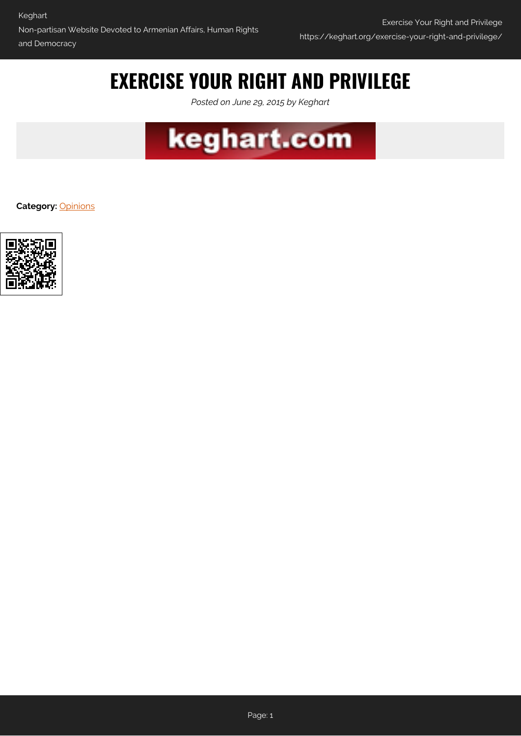# EXERCISE YOUR RIGHT AND PRIVILEGE

*Posted on June 29, 2015 by Keghart*

**Category:** Opinions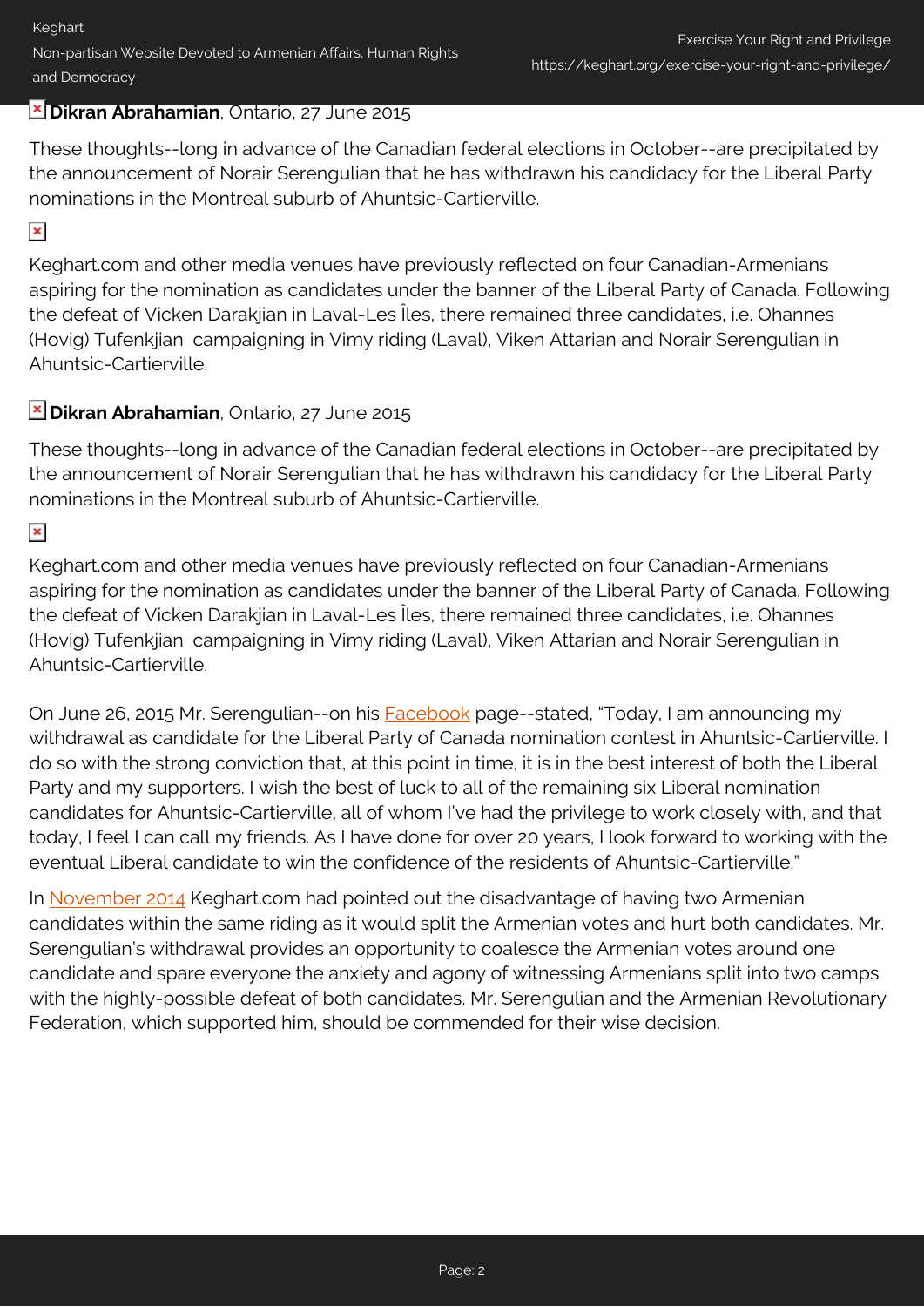**Dikran Abrahamian**, Ontario, 27 June 2015

These thoughts--long in advance of the Canadian federal elections in October--are precipitated by the announcement of Norair Serengulian that he has withdrawn his candidacy for the Liberal Party nominations in the Montreal suburb of Ahuntsic-Cartierville.

Keghart.com and other media venues have previously reflected on four Canadian-Armenians aspiring for the nomination as candidates under the banner of the Liberal Party of Canada. Following the defeat of Vicken Darakjian in Laval-Les Îles, there remained three candidates, i.e. Ohannes (Hovig) Tufenkjian campaigning in Vimy riding (Laval), Viken Attarian and Norair Serengulian in Ahuntsic-Cartierville.

**Dikran Abrahamian**, Ontario, 27 June 2015

These thoughts--long in advance of the Canadian federal elections in October--are precipitated by the announcement of Norair Serengulian that he has withdrawn his candidacy for the Liberal Party nominations in the Montreal suburb of Ahuntsic-Cartierville.

Keghart.com and other media venues have previously reflected on four Canadian-Armenians aspiring for the nomination as candidates under the banner of the Liberal Party of Canada. Following the defeat of Vicken Darakjian in Laval-Les Îles, there remained three candidates, i.e. Ohannes (Hovig) Tufenkjian campaigning in Vimy riding (Laval), Viken Attarian and Norair Serengulian in Ahuntsic-Cartierville.

On June 26, 2015 Mr. Serengulian--on his Facebook page--stated, "Today, I am announcing my withdrawal as candidate for the Liberal Party of Canada nomination contest in Ahuntsic-Cartierville. I do so with the strong conviction that, at this point in time, it is in the best interest of both the Liberal Party and my supporters. I wish the best of luck to all of the remaining six Liberal nomination candidates for Ahuntsic-Cartierville, all of whom I've had the privilege to work closely with, and that today, I feel I can call my friends. As I have done for over 20 years, I look forward to working with the eventual Liberal candidate to win the confidence of the residents of Ahuntsic-Cartierville."

In November 2014 Keghart.com had pointed out the disadvantage of having two Armenian candidates within the same riding as it would split the Armenian votes and hurt both candidates. Mr. Serengulian's withdrawal provides an opportunity to coalesce the Armenian votes around one candidate and spare everyone the anxiety and agony of witnessing Armenians split into two camps with the highly-possible defeat of both candidates. Mr. Serengulian and the Armenian Revolutionary Federation, which supported him, should be commended for their wise decision.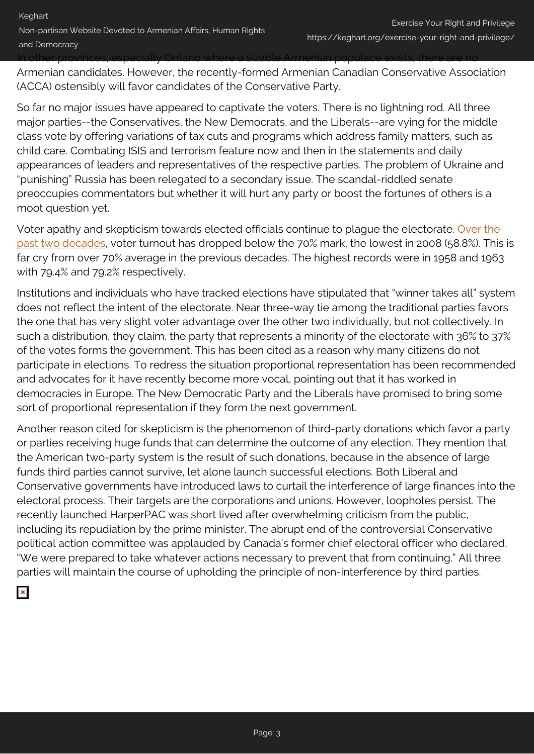In other provinces, especially Ontario where a sizable Armenian populace exists, there are no Armenian candidates. However, the recently-formed Armenian Canadian Conservative Association (ACCA) ostensibly will favor candidates of the Conservative Party.

So far no major issues have appeared to captivate the voters. There is no lightning rod. All three major parties--the Conservatives, the New Democrats, and the Liberals--are vying for the middle class vote by offering variations of tax cuts and programs which address family matters, such as child care. Combating ISIS and terrorism feature now and then in the statements and daily appearances of leaders and representatives of the respective parties. The problem of Ukraine and "punishing" Russia has been relegated to a secondary issue. The scandal-riddled senate preoccupies commentators but whether it will hurt any party or boost the fortunes of others is a moot question yet.

Voter apathy and skepticism towards elected officials continue to plague the electorate. Over the past two decades, voter turnout has dropped below the 70% mark, the lowest in 2008 (58.8%). This is far cry from over 70% average in the previous decades. The highest records were in 1958 and 1963 with 79.4% and 79.2% respectively.

Institutions and individuals who have tracked elections have stipulated that "winner takes all" system does not reflect the intent of the electorate. Near three-way tie among the traditional parties favors the one that has very slight voter advantage over the other two individually, but not collectively. In such a distribution, they claim, the party that represents a minority of the electorate with 36% to 37% of the votes forms the government. This has been cited as a reason why many citizens do not participate in elections. To redress the situation proportional representation has been recommended and advocates for it have recently become more vocal, pointing out that it has worked in democracies in Europe. The New Democratic Party and the Liberals have promised to bring some sort of proportional representation if they form the next government.

Another reason cited for skepticism is the phenomenon of third-party donations which favor a party or parties receiving huge funds that can determine the outcome of any election. They mention that the American two-party system is the result of such donations, because in the absence of large funds third parties cannot survive, let alone launch successful elections. Both Liberal and Conservative governments have introduced laws to curtail the interference of large finances into the electoral process. Their targets are the corporations and unions. However, loopholes persist. The recently launched HarperPAC was short lived after overwhelming criticism from the public, including its repudiation by the prime minister. The abrupt end of the controversial Conservative political action committee was applauded by Canada's former chief electoral officer who declared, "We were prepared to take whatever actions necessary to prevent that from continuing." All three parties will maintain the course of upholding the principle of non-interference by third parties.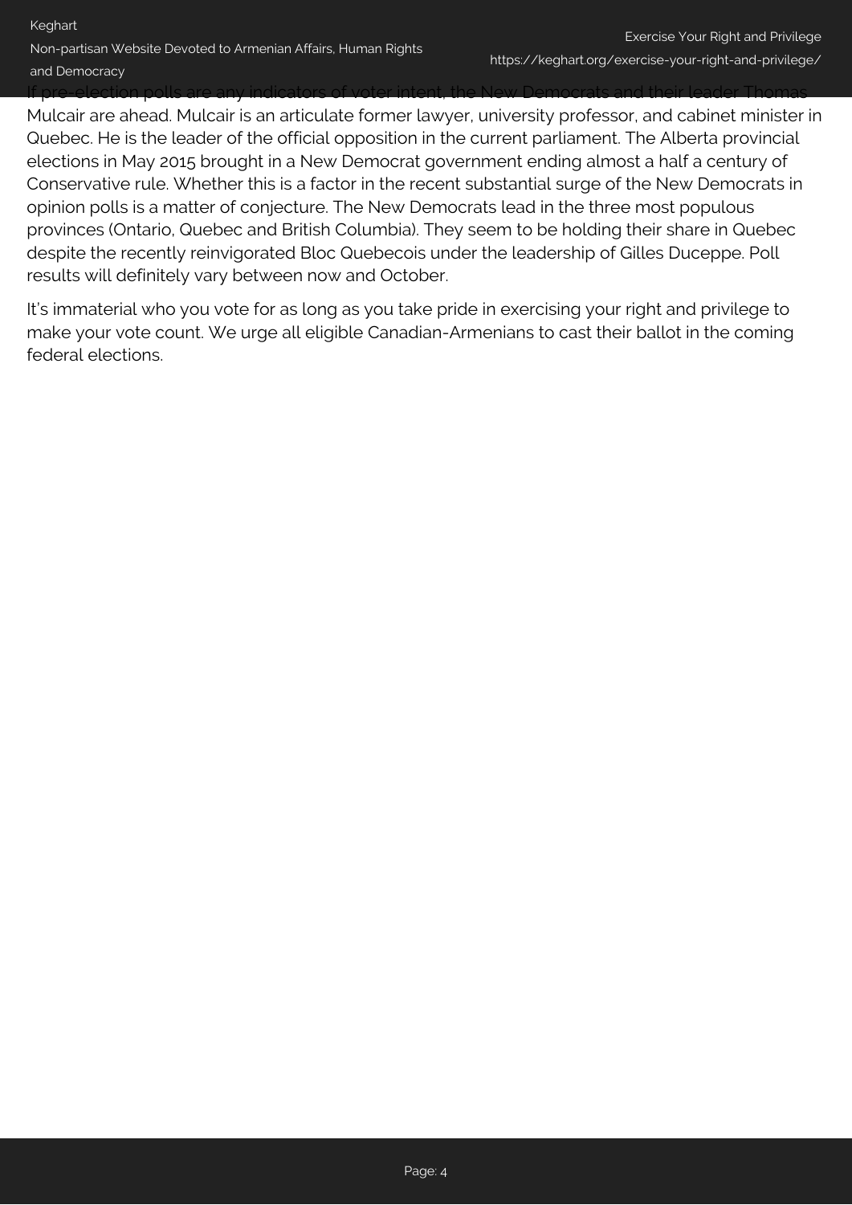If pre-election polls are any indicators of voter intent, the New Democrats and their leader Thomas Mulcair are ahead. Mulcair is an articulate former lawyer, university professor, and cabinet minister in Quebec. He is the leader of the official opposition in the current parliament. The Alberta provincial elections in May 2015 brought in a New Democrat government ending almost a half a century of Conservative rule. Whether this is a factor in the recent substantial surge of the New Democrats in opinion polls is a matter of conjecture. The New Democrats lead in the three most populous provinces (Ontario, Quebec and British Columbia). They seem to be holding their share in Quebec despite the recently reinvigorated Bloc Quebecois under the leadership of Gilles Duceppe. Poll results will definitely vary between now and October.

It's immaterial who you vote for as long as you take pride in exercising your right and privilege to make your vote count. We urge all eligible Canadian-Armenians to cast their ballot in the coming federal elections.